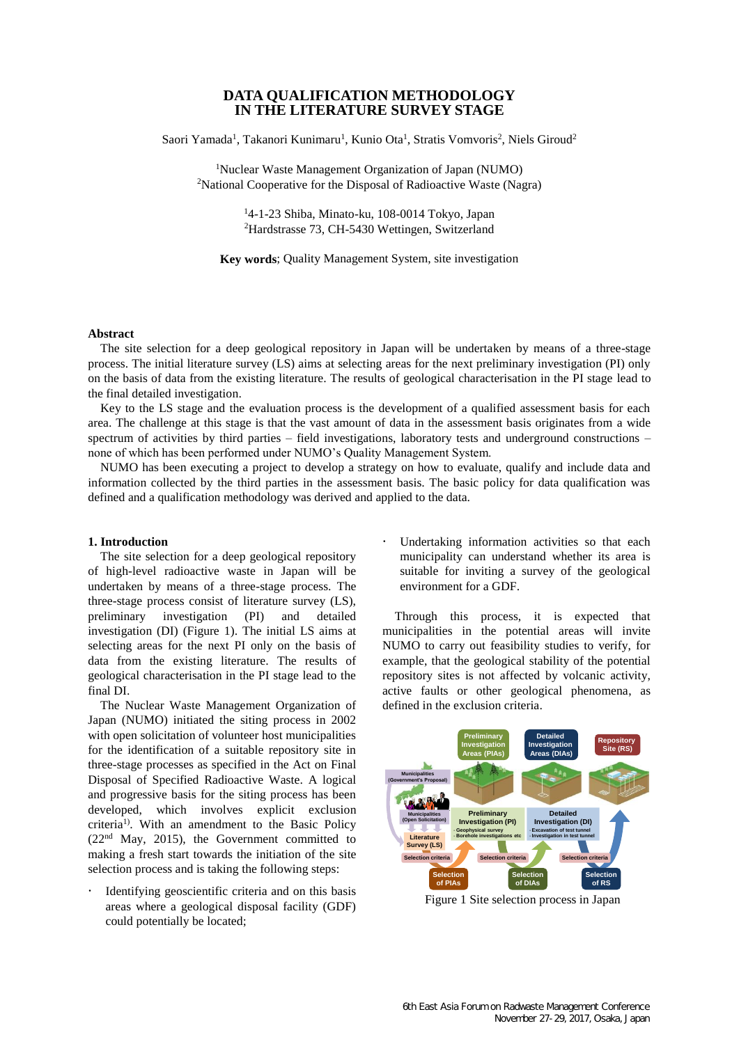# DATA QUALIFICATION METHODOLOGY IN THE LITERATURE SURVEY STAGE

Saori Yamada[1], Takanori Kunimaru[1], Kunio Ota[1], Stratis Vomvoris[2], Niels Giroud[2]

[1]Nuclear Waste Management Organization of Japan (NUMO)
[2]National Cooperative for the Disposal of Radioactive Waste (Nagra)

[1]4-1-23 Shiba, Minato-ku, 108-0014 Tokyo, Japan
[2]Hardstrasse 73, CH-5430 Wettingen, Switzerland

**Key words**; Quality Management System, site investigation

## Abstract

The site selection for a deep geological repository in Japan will be undertaken by means of a three-stage process. The initial literature survey (LS) aims at selecting areas for the next preliminary investigation (PI) only on the basis of data from the existing literature. The results of geological characterisation in the PI stage lead to the final detailed investigation.

Key to the LS stage and the evaluation process is the development of a qualified assessment basis for each area. The challenge at this stage is that the vast amount of data in the assessment basis originates from a wide spectrum of activities by third parties – field investigations, laboratory tests and underground constructions – none of which has been performed under NUMO's Quality Management System.

NUMO has been executing a project to develop a strategy on how to evaluate, qualify and include data and information collected by the third parties in the assessment basis. The basic policy for data qualification was defined and a qualification methodology was derived and applied to the data.

## 1. Introduction

The site selection for a deep geological repository of high-level radioactive waste in Japan will be undertaken by means of a three-stage process. The three-stage process consist of literature survey (LS), preliminary investigation (PI) and detailed investigation (DI) (Figure 1). The initial LS aims at selecting areas for the next PI only on the basis of data from the existing literature. The results of geological characterisation in the PI stage lead to the final DI.

The Nuclear Waste Management Organization of Japan (NUMO) initiated the siting process in 2002 with open solicitation of volunteer host municipalities for the identification of a suitable repository site in three-stage processes as specified in the Act on Final Disposal of Specified Radioactive Waste. A logical and progressive basis for the siting process has been developed, which involves explicit exclusion criteria[1)]. With an amendment to the Basic Policy (22[nd] May, 2015), the Government committed to making a fresh start towards the initiation of the site selection process and is taking the following steps:

- Identifying geoscientific criteria and on this basis areas where a geological disposal facility (GDF) could potentially be located;
- Undertaking information activities so that each municipality can understand whether its area is suitable for inviting a survey of the geological environment for a GDF.

Through this process, it is expected that municipalities in the potential areas will invite NUMO to carry out feasibility studies to verify, for example, that the geological stability of the potential repository sites is not affected by volcanic activity, active faults or other geological phenomena, as defined in the exclusion criteria.

Figure 1 Site selection process in Japan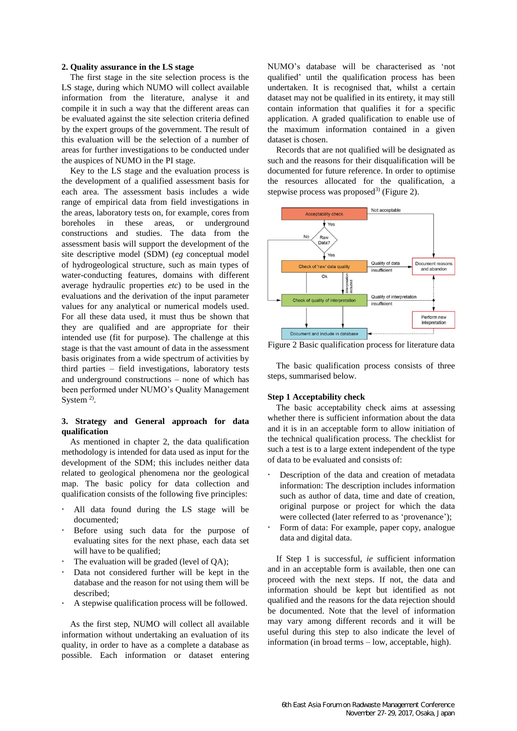## 2. Quality assurance in the LS stage

The first stage in the site selection process is the LS stage, during which NUMO will collect available information from the literature, analyse it and compile it in such a way that the different areas can be evaluated against the site selection criteria defined by the expert groups of the government. The result of this evaluation will be the selection of a number of areas for further investigations to be conducted under the auspices of NUMO in the PI stage.

Key to the LS stage and the evaluation process is the development of a qualified assessment basis for each area. The assessment basis includes a wide range of empirical data from field investigations in the areas, laboratory tests on, for example, cores from boreholes in these areas, or underground constructions and studies. The data from the assessment basis will support the development of the site descriptive model (SDM) (*eg* conceptual model of hydrogeological structure, such as main types of water-conducting features, domains with different average hydraulic properties *etc*) to be used in the evaluations and the derivation of the input parameter values for any analytical or numerical models used. For all these data used, it must thus be shown that they are qualified and are appropriate for their intended use (fit for purpose). The challenge at this stage is that the vast amount of data in the assessment basis originates from a wide spectrum of activities by third parties – field investigations, laboratory tests and underground constructions – none of which has been performed under NUMO's Quality Management System [2].

## 3. Strategy and General approach for data qualification

As mentioned in chapter 2, the data qualification methodology is intended for data used as input for the development of the SDM; this includes neither data related to geological phenomena nor the geological map. The basic policy for data collection and qualification consists of the following five principles:

- All data found during the LS stage will be documented;
- Before using such data for the purpose of evaluating sites for the next phase, each data set will have to be qualified;
- The evaluation will be graded (level of QA);
- Data not considered further will be kept in the database and the reason for not using them will be described;
- A stepwise qualification process will be followed.

As the first step, NUMO will collect all available information without undertaking an evaluation of its quality, in order to have as a complete a database as possible. Each information or dataset entering NUMO's database will be characterised as 'not qualified' until the qualification process has been undertaken. It is recognised that, whilst a certain dataset may not be qualified in its entirety, it may still contain information that qualifies it for a specific application. A graded qualification to enable use of the maximum information contained in a given dataset is chosen.

Records that are not qualified will be designated as such and the reasons for their disqualification will be documented for future reference. In order to optimise the resources allocated for the qualification, a stepwise process was proposed[3] (Figure 2).

Figure 2 Basic qualification process for literature data

The basic qualification process consists of three steps, summarised below.

### Step 1 Acceptability check

The basic acceptability check aims at assessing whether there is sufficient information about the data and it is in an acceptable form to allow initiation of the technical qualification process. The checklist for such a test is to a large extent independent of the type of data to be evaluated and consists of:

- Description of the data and creation of metadata information: The description includes information such as author of data, time and date of creation, original purpose or project for which the data were collected (later referred to as 'provenance');
- Form of data: For example, paper copy, analogue data and digital data.

If Step 1 is successful, *ie* sufficient information and in an acceptable form is available, then one can proceed with the next steps. If not, the data and information should be kept but identified as not qualified and the reasons for the data rejection should be documented. Note that the level of information may vary among different records and it will be useful during this step to also indicate the level of information (in broad terms – low, acceptable, high).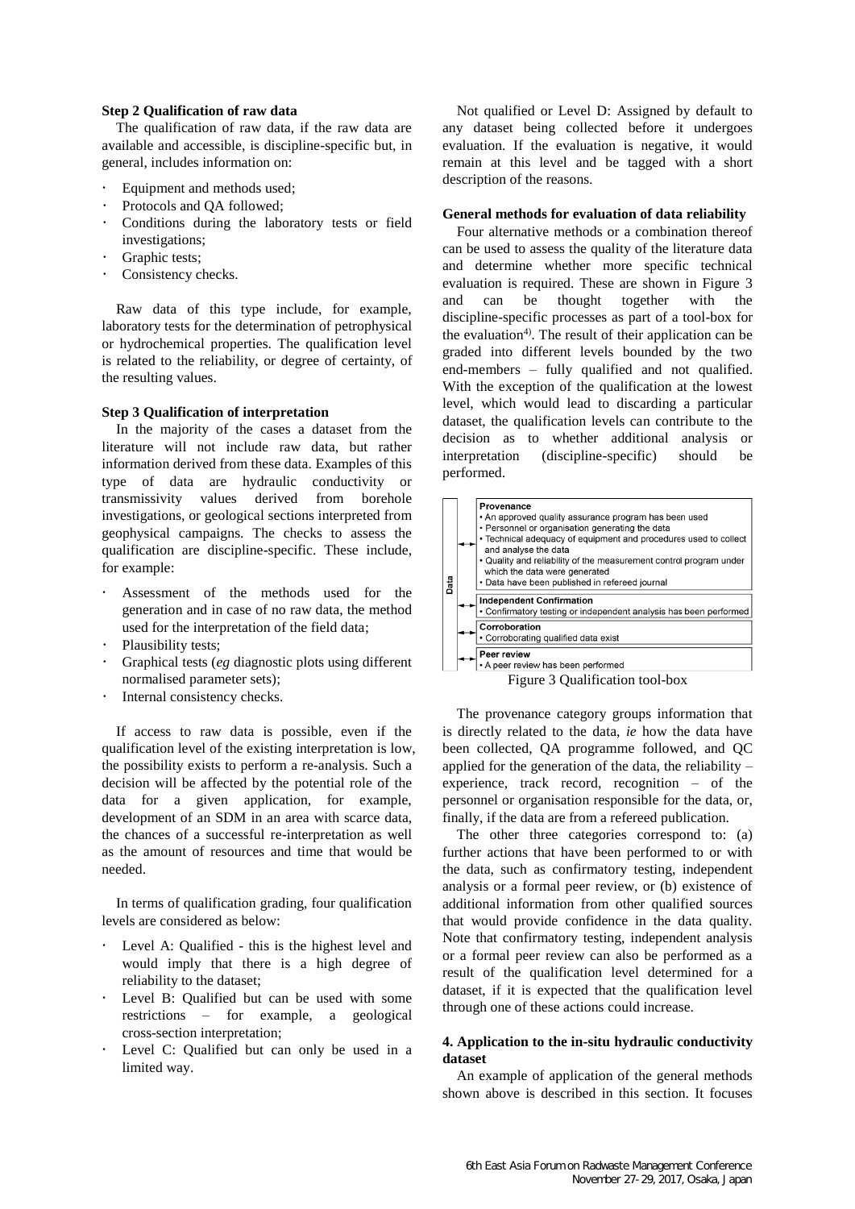**Step 2 Qualification of raw data**

The qualification of raw data, if the raw data are available and accessible, is discipline-specific but, in general, includes information on:

- Equipment and methods used;
- Protocols and QA followed;
- Conditions during the laboratory tests or field investigations;
- Graphic tests;
- Consistency checks.

Raw data of this type include, for example, laboratory tests for the determination of petrophysical or hydrochemical properties. The qualification level is related to the reliability, or degree of certainty, of the resulting values.

**Step 3 Qualification of interpretation**

In the majority of the cases a dataset from the literature will not include raw data, but rather information derived from these data. Examples of this type of data are hydraulic conductivity or transmissivity values derived from borehole investigations, or geological sections interpreted from geophysical campaigns. The checks to assess the qualification are discipline-specific. These include, for example:

- Assessment of the methods used for the generation and in case of no raw data, the method used for the interpretation of the field data;
- Plausibility tests;
- Graphical tests (*eg* diagnostic plots using different normalised parameter sets);
- Internal consistency checks.

If access to raw data is possible, even if the qualification level of the existing interpretation is low, the possibility exists to perform a re-analysis. Such a decision will be affected by the potential role of the data for a given application, for example, development of an SDM in an area with scarce data, the chances of a successful re-interpretation as well as the amount of resources and time that would be needed.

In terms of qualification grading, four qualification levels are considered as below:

- Level A: Qualified - this is the highest level and would imply that there is a high degree of reliability to the dataset;
- Level B: Qualified but can be used with some restrictions – for example, a geological cross-section interpretation;
- Level C: Qualified but can only be used in a limited way.

Not qualified or Level D: Assigned by default to any dataset being collected before it undergoes evaluation. If the evaluation is negative, it would remain at this level and be tagged with a short description of the reasons.

**General methods for evaluation of data reliability**

Four alternative methods or a combination thereof can be used to assess the quality of the literature data and determine whether more specific technical evaluation is required. These are shown in Figure 3 and can be thought together with the discipline-specific processes as part of a tool-box for the evaluation[4]. The result of their application can be graded into different levels bounded by the two end-members – fully qualified and not qualified. With the exception of the qualification at the lowest level, which would lead to discarding a particular dataset, the qualification levels can contribute to the decision as to whether additional analysis or interpretation (discipline-specific) should be performed.

Data

**Provenance**
- An approved quality assurance program has been used
- Personnel or organisation generating the data
- Technical adequacy of equipment and procedures used to collect and analyse the data
- Quality and reliability of the measurement control program under which the data were generated
- Data have been published in refereed journal

**Independent Confirmation**
- Confirmatory testing or independent analysis has been performed

**Corroboration**
- Corroborating qualified data exist

**Peer review**
- A peer review has been performed

Figure 3 Qualification tool-box

The provenance category groups information that is directly related to the data, *ie* how the data have been collected, QA programme followed, and QC applied for the generation of the data, the reliability – experience, track record, recognition – of the personnel or organisation responsible for the data, or, finally, if the data are from a refereed publication.

The other three categories correspond to: (a) further actions that have been performed to or with the data, such as confirmatory testing, independent analysis or a formal peer review, or (b) existence of additional information from other qualified sources that would provide confidence in the data quality. Note that confirmatory testing, independent analysis or a formal peer review can also be performed as a result of the qualification level determined for a dataset, if it is expected that the qualification level through one of these actions could increase.

## 4. Application to the in-situ hydraulic conductivity dataset

An example of application of the general methods shown above is described in this section. It focuses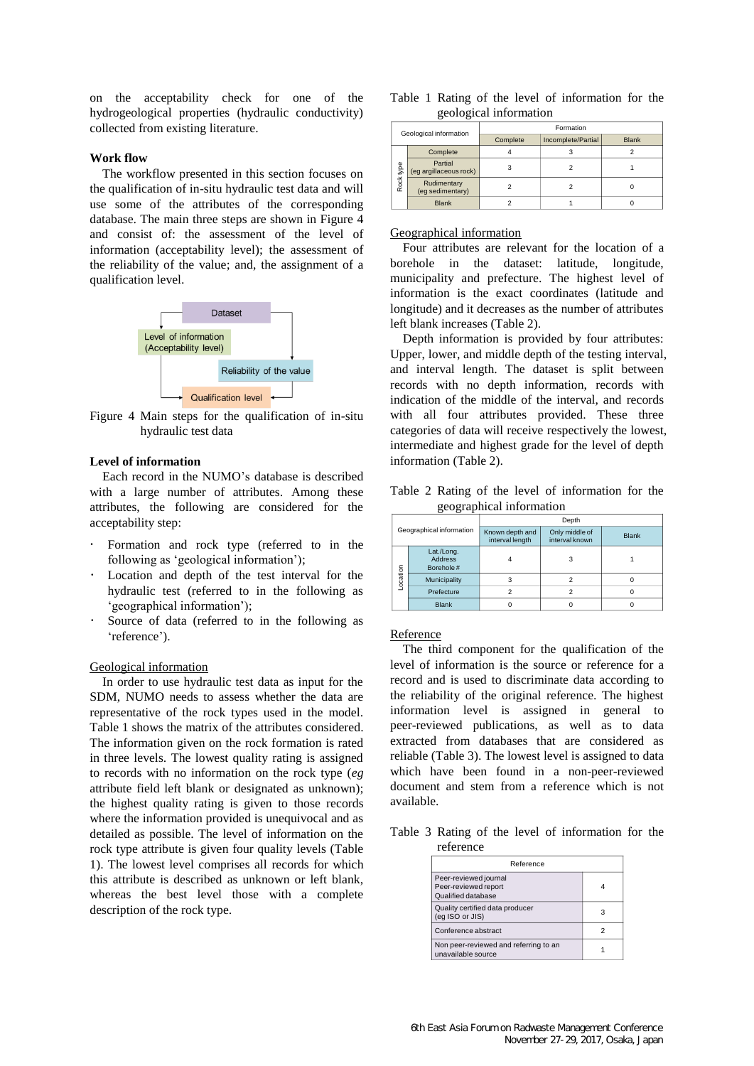on the acceptability check for one of the hydrogeological properties (hydraulic conductivity) collected from existing literature.

**Work flow**

The workflow presented in this section focuses on the qualification of in-situ hydraulic test data and will use some of the attributes of the corresponding database. The main three steps are shown in Figure 4 and consist of: the assessment of the level of information (acceptability level); the assessment of the reliability of the value; and, the assignment of a qualification level.

Dataset

Level of information (Acceptability level)

Reliability of the value

Qualification level

Figure 4 Main steps for the qualification of in-situ hydraulic test data

**Level of information**

Each record in the NUMO's database is described with a large number of attributes. Among these attributes, the following are considered for the acceptability step:

- Formation and rock type (referred to in the following as 'geological information');
- Location and depth of the test interval for the hydraulic test (referred to in the following as 'geographical information');
- Source of data (referred to in the following as 'reference').

Geological information

In order to use hydraulic test data as input for the SDM, NUMO needs to assess whether the data are representative of the rock types used in the model. Table 1 shows the matrix of the attributes considered. The information given on the rock formation is rated in three levels. The lowest quality rating is assigned to records with no information on the rock type (*eg* attribute field left blank or designated as unknown); the highest quality rating is given to those records where the information provided is unequivocal and as detailed as possible. The level of information on the rock type attribute is given four quality levels (Table 1). The lowest level comprises all records for which this attribute is described as unknown or left blank, whereas the best level those with a complete description of the rock type.

Table 1 Rating of the level of information for the geological information

| Geological information | | Formation | | |
|---|---|---|---|---|
| | | Complete | Incomplete/Partial | Blank |
| Rock type | Complete | 4 | 3 | 2 |
| | Partial (eg argillaceous rock) | 3 | 2 | 1 |
| | Rudimentary (eg sedimentary) | 2 | 2 | 0 |
| | Blank | 2 | 1 | 0 |

Geographical information

Four attributes are relevant for the location of a borehole in the dataset: latitude, longitude, municipality and prefecture. The highest level of information is the exact coordinates (latitude and longitude) and it decreases as the number of attributes left blank increases (Table 2).

Depth information is provided by four attributes: Upper, lower, and middle depth of the testing interval, and interval length. The dataset is split between records with no depth information, records with indication of the middle of the interval, and records with all four attributes provided. These three categories of data will receive respectively the lowest, intermediate and highest grade for the level of depth information (Table 2).

Table 2 Rating of the level of information for the geographical information

| Geographical information | | Depth | | |
|---|---|---|---|---|
| | | Known depth and interval length | Only middle of interval known | Blank |
| Location | Lat./Long. Address Borehole # | 4 | 3 | 1 |
| | Municipality | 3 | 2 | 0 |
| | Prefecture | 2 | 2 | 0 |
| | Blank | 0 | 0 | 0 |

Reference

The third component for the qualification of the level of information is the source or reference for a record and is used to discriminate data according to the reliability of the original reference. The highest information level is assigned in general to peer-reviewed publications, as well as to data extracted from databases that are considered as reliable (Table 3). The lowest level is assigned to data which have been found in a non-peer-reviewed document and stem from a reference which is not available.

Table 3 Rating of the level of information for the reference

| Reference | |
|---|---|
| Peer-reviewed journal<br>Peer-reviewed report<br>Qualified database | 4 |
| Quality certified data producer (eg ISO or JIS) | 3 |
| Conference abstract | 2 |
| Non peer-reviewed and referring to an unavailable source | 1 |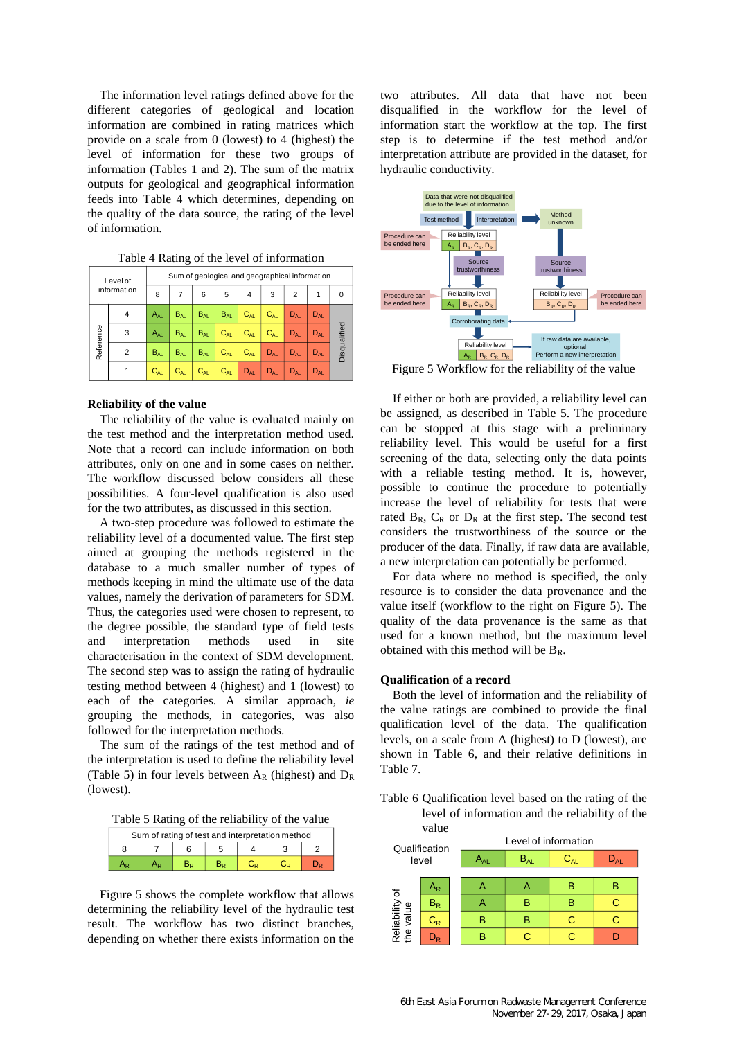The information level ratings defined above for the different categories of geological and location information are combined in rating matrices which provide on a scale from 0 (lowest) to 4 (highest) the level of information for these two groups of information (Tables 1 and 2). The sum of the matrix outputs for geological and geographical information feeds into Table 4 which determines, depending on the quality of the data source, the rating of the level of information.

Table 4 Rating of the level of information

| Level of information | | Sum of geological and geographical information | | | | | | | | |
|---|---|---|---|---|---|---|---|---|---|---|
| | | 8 | 7 | 6 | 5 | 4 | 3 | 2 | 1 | 0 |
| Reference | 4 | $A_{AL}$ | $B_{AL}$ | $B_{AL}$ | $B_{AL}$ | $C_{AL}$ | $C_{AL}$ | $D_{AL}$ | $D_{AL}$ | Disqualified |
| | 3 | $A_{AL}$ | $B_{AL}$ | $B_{AL}$ | $C_{AL}$ | $C_{AL}$ | $C_{AL}$ | $D_{AL}$ | $D_{AL}$ | |
| | 2 | $B_{AL}$ | $B_{AL}$ | $B_{AL}$ | $C_{AL}$ | $C_{AL}$ | $D_{AL}$ | $D_{AL}$ | $D_{AL}$ | |
| | 1 | $C_{AL}$ | $C_{AL}$ | $C_{AL}$ | $C_{AL}$ | $D_{AL}$ | $D_{AL}$ | $D_{AL}$ | $D_{AL}$ | |

**Reliability of the value**

The reliability of the value is evaluated mainly on the test method and the interpretation method used. Note that a record can include information on both attributes, only on one and in some cases on neither. The workflow discussed below considers all these possibilities. A four-level qualification is also used for the two attributes, as discussed in this section.

A two-step procedure was followed to estimate the reliability level of a documented value. The first step aimed at grouping the methods registered in the database to a much smaller number of types of methods keeping in mind the ultimate use of the data values, namely the derivation of parameters for SDM. Thus, the categories used were chosen to represent, to the degree possible, the standard type of field tests and interpretation methods used in site characterisation in the context of SDM development. The second step was to assign the rating of hydraulic testing method between 4 (highest) and 1 (lowest) to each of the categories. A similar approach, *ie* grouping the methods, in categories, was also followed for the interpretation methods.

The sum of the ratings of the test method and of the interpretation is used to define the reliability level (Table 5) in four levels between $A_R$ (highest) and $D_R$ (lowest).

Table 5 Rating of the reliability of the value

| Sum of rating of test and interpretation method | | | | | | |
|---|---|---|---|---|---|---|
| 8 | 7 | 6 | 5 | 4 | 3 | 2 |
| $A_R$ | $A_R$ | $B_R$ | $B_R$ | $C_R$ | $C_R$ | $D_R$ |

Figure 5 shows the complete workflow that allows determining the reliability level of the hydraulic test result. The workflow has two distinct branches, depending on whether there exists information on the two attributes. All data that have not been disqualified in the workflow for the level of information start the workflow at the top. The first step is to determine if the test method and/or interpretation attribute are provided in the dataset, for hydraulic conductivity.

Figure 5 Workflow for the reliability of the value

If either or both are provided, a reliability level can be assigned, as described in Table 5. The procedure can be stopped at this stage with a preliminary reliability level. This would be useful for a first screening of the data, selecting only the data points with a reliable testing method. It is, however, possible to continue the procedure to potentially increase the level of reliability for tests that were rated $B_R$, $C_R$ or $D_R$ at the first step. The second test considers the trustworthiness of the source or the producer of the data. Finally, if raw data are available, a new interpretation can potentially be performed.

For data where no method is specified, the only resource is to consider the data provenance and the value itself (workflow to the right on Figure 5). The quality of the data provenance is the same as that used for a known method, but the maximum level obtained with this method will be $B_R$.

**Qualification of a record**

Both the level of information and the reliability of the value ratings are combined to provide the final qualification level of the data. The qualification levels, on a scale from A (highest) to D (lowest), are shown in Table 6, and their relative definitions in Table 7.

Table 6 Qualification level based on the rating of the level of information and the reliability of the value

| Qualification level | | Level of information | | | |
|---|---|---|---|---|---|
| | | $A_{AL}$ | $B_{AL}$ | $C_{AL}$ | $D_{AL}$ |
| Reliability of the value | $A_R$ | A | A | B | B |
| | $B_R$ | A | B | B | C |
| | $C_R$ | B | B | C | C |
| | $D_R$ | B | C | C | D |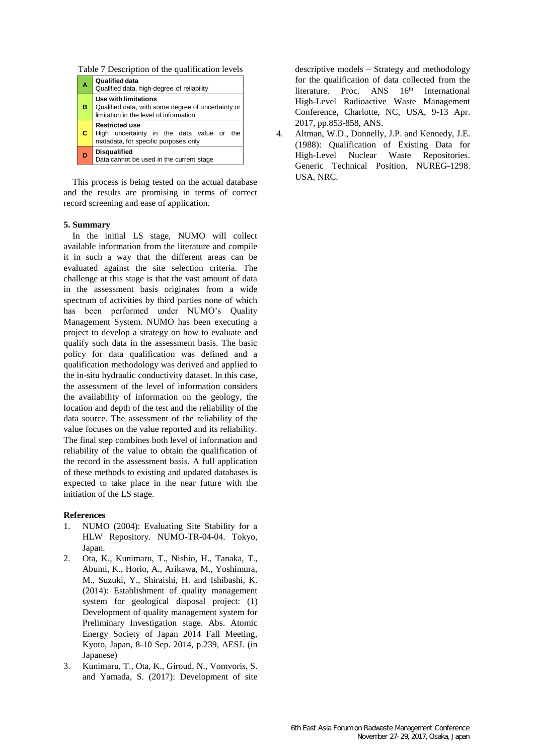Table 7 Description of the qualification levels

| | |
|---|---|
| A | **Qualified data**<br>Qualified data, high-degree of reliability |
| B | **Use with limitations**<br>Qualified data, with some degree of uncertainty or limitation in the level of information |
| C | **Restricted use**<br>High uncertainty in the data value or the matadata, for specific purposes only |
| D | **Disqualified**<br>Data cannot be used in the current stage |

This process is being tested on the actual database and the results are promising in terms of correct record screening and ease of application.

## 5. Summary

In the initial LS stage, NUMO will collect available information from the literature and compile it in such a way that the different areas can be evaluated against the site selection criteria. The challenge at this stage is that the vast amount of data in the assessment basis originates from a wide spectrum of activities by third parties none of which has been performed under NUMO's Quality Management System. NUMO has been executing a project to develop a strategy on how to evaluate and qualify such data in the assessment basis. The basic policy for data qualification was defined and a qualification methodology was derived and applied to the in-situ hydraulic conductivity dataset. In this case, the assessment of the level of information considers the availability of information on the geology, the location and depth of the test and the reliability of the data source. The assessment of the reliability of the value focuses on the value reported and its reliability. The final step combines both level of information and reliability of the value to obtain the qualification of the record in the assessment basis. A full application of these methods to existing and updated databases is expected to take place in the near future with the initiation of the LS stage.

## References

1. NUMO (2004): Evaluating Site Stability for a HLW Repository. NUMO-TR-04-04. Tokyo, Japan.
2. Ota, K., Kunimaru, T., Nishio, H., Tanaka, T., Abumi, K., Horio, A., Arikawa, M., Yoshimura, M., Suzuki, Y., Shiraishi, H. and Ishibashi, K. (2014): Establishment of quality management system for geological disposal project: (1) Development of quality management system for Preliminary Investigation stage. Abs. Atomic Energy Society of Japan 2014 Fall Meeting, Kyoto, Japan, 8-10 Sep. 2014, p.239, AESJ. (in Japanese)
3. Kunimaru, T., Ota, K., Giroud, N., Vomvoris, S. and Yamada, S. (2017): Development of site descriptive models – Strategy and methodology for the qualification of data collected from the literature. Proc. ANS 16th International High-Level Radioactive Waste Management Conference, Charlotte, NC, USA, 9-13 Apr. 2017, pp.853-858, ANS.
4. Altman, W.D., Donnelly, J.P. and Kennedy, J.E. (1988): Qualification of Existing Data for High-Level Nuclear Waste Repositories. Generic Technical Position, NUREG-1298. USA, NRC.